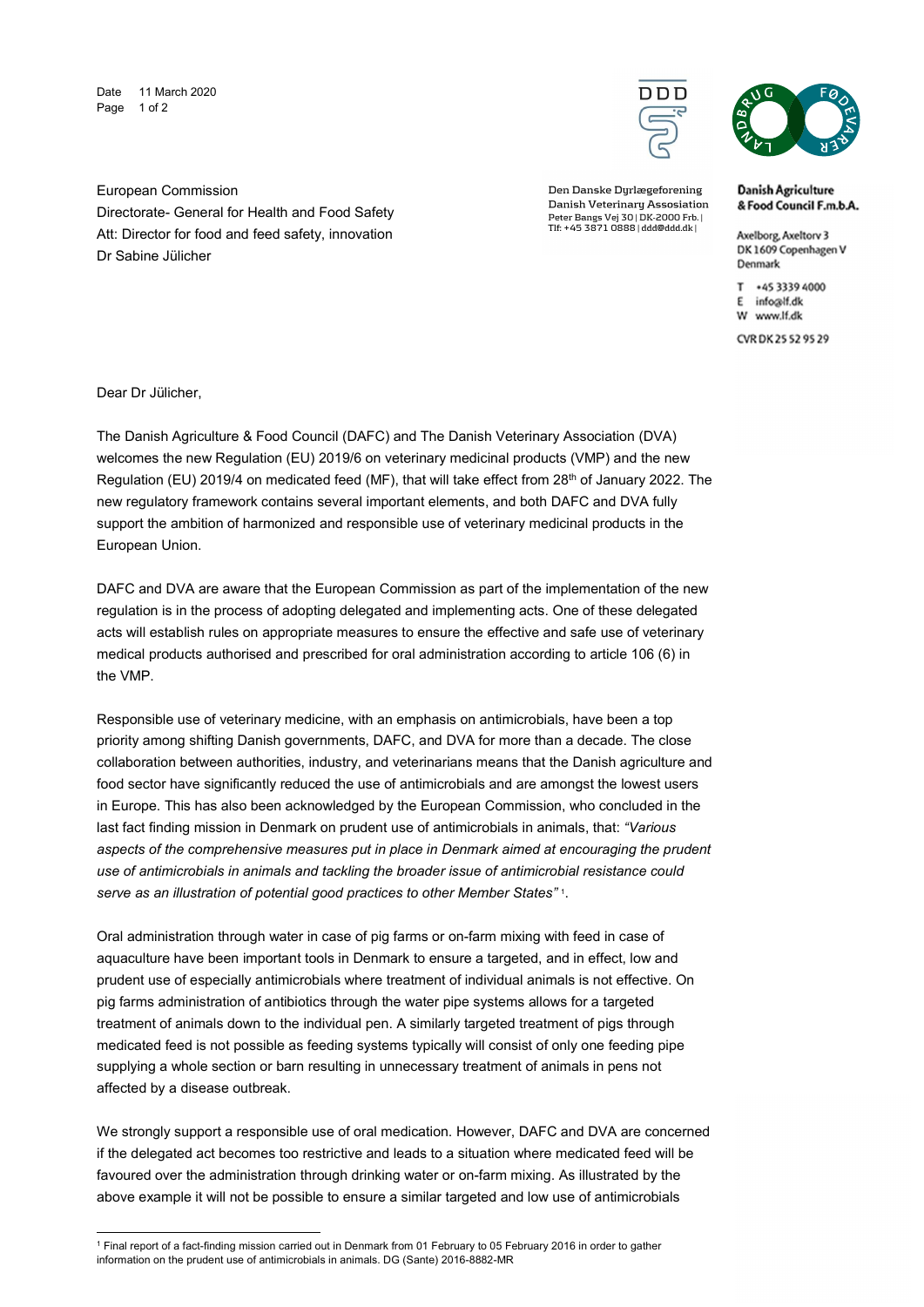Date 11 March 2020

Den Danske Dyrlægeforening
Danish Veterinary Assosiation
Peter Bangs Vej 30 | DK-2000 Frb. |
Tlf: +45 3871 0888 | ddd@ddd.dk |

**Danish Agriculture & Food Council F.m.b.A.**

Axelborg, Axeltorv 3
DK 1609 Copenhagen V
Denmark

T +45 3339 4000
E info@lf.dk
W www.lf.dk

CVR DK 25 52 95 29

European Commission
Directorate- General for Health and Food Safety
Att: Director for food and feed safety, innovation
Dr Sabine Jülicher

Dear Dr Jülicher,

The Danish Agriculture & Food Council (DAFC) and The Danish Veterinary Association (DVA) welcomes the new Regulation (EU) 2019/6 on veterinary medicinal products (VMP) and the new Regulation (EU) 2019/4 on medicated feed (MF), that will take effect from 28th of January 2022. The new regulatory framework contains several important elements, and both DAFC and DVA fully support the ambition of harmonized and responsible use of veterinary medicinal products in the European Union.

DAFC and DVA are aware that the European Commission as part of the implementation of the new regulation is in the process of adopting delegated and implementing acts. One of these delegated acts will establish rules on appropriate measures to ensure the effective and safe use of veterinary medical products authorised and prescribed for oral administration according to article 106 (6) in the VMP.

Responsible use of veterinary medicine, with an emphasis on antimicrobials, have been a top priority among shifting Danish governments, DAFC, and DVA for more than a decade. The close collaboration between authorities, industry, and veterinarians means that the Danish agriculture and food sector have significantly reduced the use of antimicrobials and are amongst the lowest users in Europe. This has also been acknowledged by the European Commission, who concluded in the last fact finding mission in Denmark on prudent use of antimicrobials in animals, that: *"Various aspects of the comprehensive measures put in place in Denmark aimed at encouraging the prudent use of antimicrobials in animals and tackling the broader issue of antimicrobial resistance could serve as an illustration of potential good practices to other Member States"* [1].

Oral administration through water in case of pig farms or on-farm mixing with feed in case of aquaculture have been important tools in Denmark to ensure a targeted, and in effect, low and prudent use of especially antimicrobials where treatment of individual animals is not effective. On pig farms administration of antibiotics through the water pipe systems allows for a targeted treatment of animals down to the individual pen. A similarly targeted treatment of pigs through medicated feed is not possible as feeding systems typically will consist of only one feeding pipe supplying a whole section or barn resulting in unnecessary treatment of animals in pens not affected by a disease outbreak.

We strongly support a responsible use of oral medication. However, DAFC and DVA are concerned if the delegated act becomes too restrictive and leads to a situation where medicated feed will be favoured over the administration through drinking water or on-farm mixing. As illustrated by the above example it will not be possible to ensure a similar targeted and low use of antimicrobials

[1] Final report of a fact-finding mission carried out in Denmark from 01 February to 05 February 2016 in order to gather information on the prudent use of antimicrobials in animals. DG (Sante) 2016-8882-MR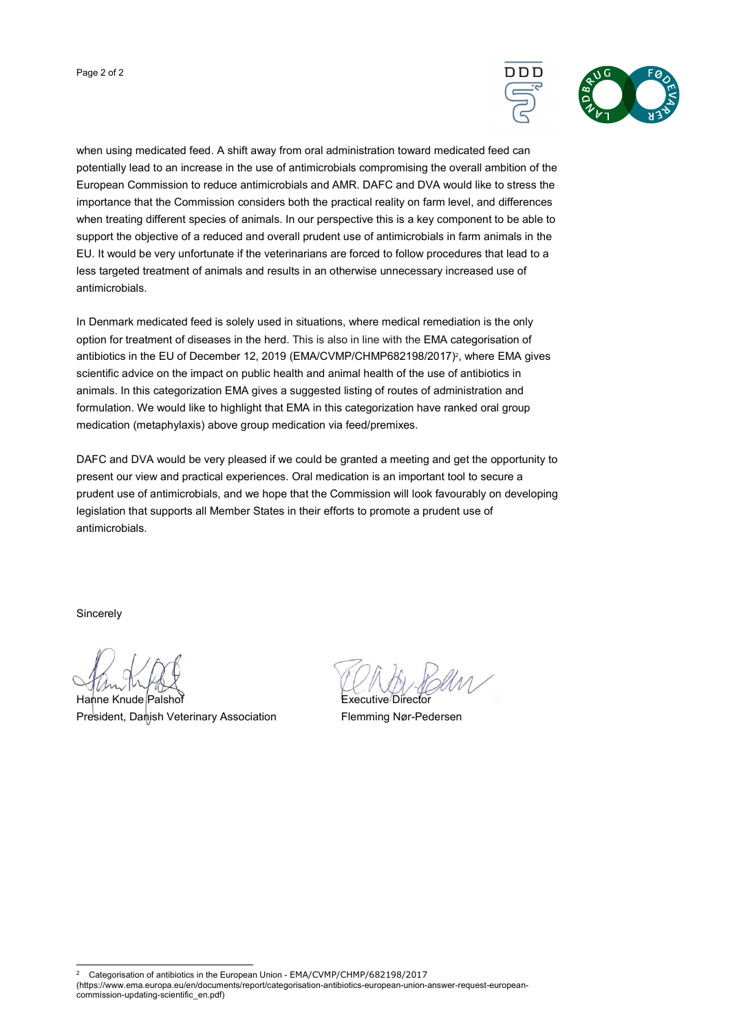when using medicated feed. A shift away from oral administration toward medicated feed can potentially lead to an increase in the use of antimicrobials compromising the overall ambition of the European Commission to reduce antimicrobials and AMR. DAFC and DVA would like to stress the importance that the Commission considers both the practical reality on farm level, and differences when treating different species of animals. In our perspective this is a key component to be able to support the objective of a reduced and overall prudent use of antimicrobials in farm animals in the EU. It would be very unfortunate if the veterinarians are forced to follow procedures that lead to a less targeted treatment of animals and results in an otherwise unnecessary increased use of antimicrobials.

In Denmark medicated feed is solely used in situations, where medical remediation is the only option for treatment of diseases in the herd. This is also in line with the EMA categorisation of antibiotics in the EU of December 12, 2019 (EMA/CVMP/CHMP682198/2017)[2], where EMA gives scientific advice on the impact on public health and animal health of the use of antibiotics in animals. In this categorization EMA gives a suggested listing of routes of administration and formulation. We would like to highlight that EMA in this categorization have ranked oral group medication (metaphylaxis) above group medication via feed/premixes.

DAFC and DVA would be very pleased if we could be granted a meeting and get the opportunity to present our view and practical experiences. Oral medication is an important tool to secure a prudent use of antimicrobials, and we hope that the Commission will look favourably on developing legislation that supports all Member States in their efforts to promote a prudent use of antimicrobials.

Sincerely

Hanne Knude Palshof
President, Danish Veterinary Association

Executive Director
Flemming Nør-Pedersen

[2] Categorisation of antibiotics in the European Union - EMA/CVMP/CHMP/682198/2017 (https://www.ema.europa.eu/en/documents/report/categorisation-antibiotics-european-union-answer-request-european-commission-updating-scientific_en.pdf)